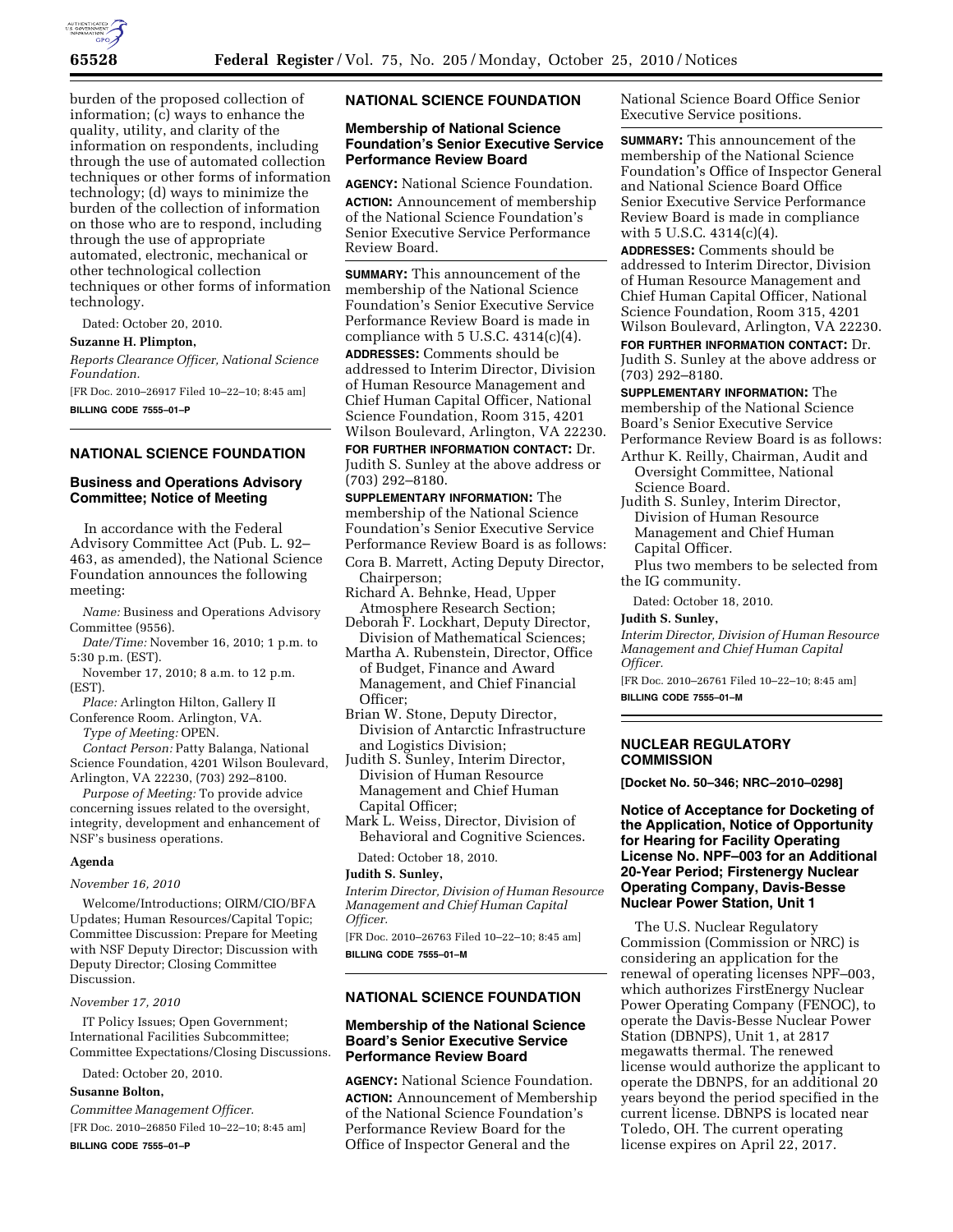burden of the proposed collection of information; (c) ways to enhance the quality, utility, and clarity of the information on respondents, including through the use of automated collection techniques or other forms of information technology; (d) ways to minimize the burden of the collection of information on those who are to respond, including through the use of appropriate automated, electronic, mechanical or other technological collection techniques or other forms of information technology.

Dated: October 20, 2010.

**Suzanne H. Plimpton,**

*Reports Clearance Officer, National Science Foundation.*

[FR Doc. 2010–26917 Filed 10–22–10; 8:45 am]

**BILLING CODE 7555–01–P**

## NATIONAL SCIENCE FOUNDATION

### Business and Operations Advisory Committee; Notice of Meeting

In accordance with the Federal Advisory Committee Act (Pub. L. 92–463, as amended), the National Science Foundation announces the following meeting:

*Name:* Business and Operations Advisory Committee (9556).

*Date/Time:* November 16, 2010; 1 p.m. to 5:30 p.m. (EST).

November 17, 2010; 8 a.m. to 12 p.m. (EST).

*Place:* Arlington Hilton, Gallery II Conference Room. Arlington, VA.

*Type of Meeting:* OPEN.

*Contact Person:* Patty Balanga, National Science Foundation, 4201 Wilson Boulevard, Arlington, VA 22230, (703) 292–8100.

*Purpose of Meeting:* To provide advice concerning issues related to the oversight, integrity, development and enhancement of NSF's business operations.

#### Agenda

*November 16, 2010*

Welcome/Introductions; OIRM/CIO/BFA Updates; Human Resources/Capital Topic; Committee Discussion: Prepare for Meeting with NSF Deputy Director; Discussion with Deputy Director; Closing Committee Discussion.

*November 17, 2010*

IT Policy Issues; Open Government; International Facilities Subcommittee; Committee Expectations/Closing Discussions.

Dated: October 20, 2010.

**Susanne Bolton,**

*Committee Management Officer.*

[FR Doc. 2010–26850 Filed 10–22–10; 8:45 am]

**BILLING CODE 7555–01–P**

## NATIONAL SCIENCE FOUNDATION

### Membership of National Science Foundation's Senior Executive Service Performance Review Board

**AGENCY:** National Science Foundation.

**ACTION:** Announcement of membership of the National Science Foundation's Senior Executive Service Performance Review Board.

**SUMMARY:** This announcement of the membership of the National Science Foundation's Senior Executive Service Performance Review Board is made in compliance with 5 U.S.C. 4314(c)(4).

**ADDRESSES:** Comments should be addressed to Interim Director, Division of Human Resource Management and Chief Human Capital Officer, National Science Foundation, Room 315, 4201 Wilson Boulevard, Arlington, VA 22230.

**FOR FURTHER INFORMATION CONTACT:** Dr. Judith S. Sunley at the above address or (703) 292–8180.

**SUPPLEMENTARY INFORMATION:** The membership of the National Science Foundation's Senior Executive Service Performance Review Board is as follows:

Cora B. Marrett, Acting Deputy Director, Chairperson;
Richard A. Behnke, Head, Upper Atmosphere Research Section;
Deborah F. Lockhart, Deputy Director, Division of Mathematical Sciences;
Martha A. Rubenstein, Director, Office of Budget, Finance and Award Management, and Chief Financial Officer;
Brian W. Stone, Deputy Director, Division of Antarctic Infrastructure and Logistics Division;
Judith S. Sunley, Interim Director, Division of Human Resource Management and Chief Human Capital Officer;
Mark L. Weiss, Director, Division of Behavioral and Cognitive Sciences.

Dated: October 18, 2010.

**Judith S. Sunley,**

*Interim Director, Division of Human Resource Management and Chief Human Capital Officer.*

[FR Doc. 2010–26763 Filed 10–22–10; 8:45 am]

**BILLING CODE 7555–01–M**

## NATIONAL SCIENCE FOUNDATION

### Membership of the National Science Board's Senior Executive Service Performance Review Board

**AGENCY:** National Science Foundation.

**ACTION:** Announcement of Membership of the National Science Foundation's Performance Review Board for the Office of Inspector General and the National Science Board Office Senior Executive Service positions.

**SUMMARY:** This announcement of the membership of the National Science Foundation's Office of Inspector General and National Science Board Office Senior Executive Service Performance Review Board is made in compliance with 5 U.S.C. 4314(c)(4).

**ADDRESSES:** Comments should be addressed to Interim Director, Division of Human Resource Management and Chief Human Capital Officer, National Science Foundation, Room 315, 4201 Wilson Boulevard, Arlington, VA 22230.

**FOR FURTHER INFORMATION CONTACT:** Dr. Judith S. Sunley at the above address or (703) 292–8180.

**SUPPLEMENTARY INFORMATION:** The membership of the National Science Board's Senior Executive Service Performance Review Board is as follows:

Arthur K. Reilly, Chairman, Audit and Oversight Committee, National Science Board.
Judith S. Sunley, Interim Director, Division of Human Resource Management and Chief Human Capital Officer.

Plus two members to be selected from the IG community.

Dated: October 18, 2010.

**Judith S. Sunley,**

*Interim Director, Division of Human Resource Management and Chief Human Capital Officer.*

[FR Doc. 2010–26761 Filed 10–22–10; 8:45 am]

**BILLING CODE 7555–01–M**

## NUCLEAR REGULATORY COMMISSION

**[Docket No. 50–346; NRC–2010–0298]**

### Notice of Acceptance for Docketing of the Application, Notice of Opportunity for Hearing for Facility Operating License No. NPF–003 for an Additional 20-Year Period; Firstenergy Nuclear Operating Company, Davis-Besse Nuclear Power Station, Unit 1

The U.S. Nuclear Regulatory Commission (Commission or NRC) is considering an application for the renewal of operating licenses NPF–003, which authorizes FirstEnergy Nuclear Power Operating Company (FENOC), to operate the Davis-Besse Nuclear Power Station (DBNPS), Unit 1, at 2817 megawatts thermal. The renewed license would authorize the applicant to operate the DBNPS, for an additional 20 years beyond the period specified in the current license. DBNPS is located near Toledo, OH. The current operating license expires on April 22, 2017.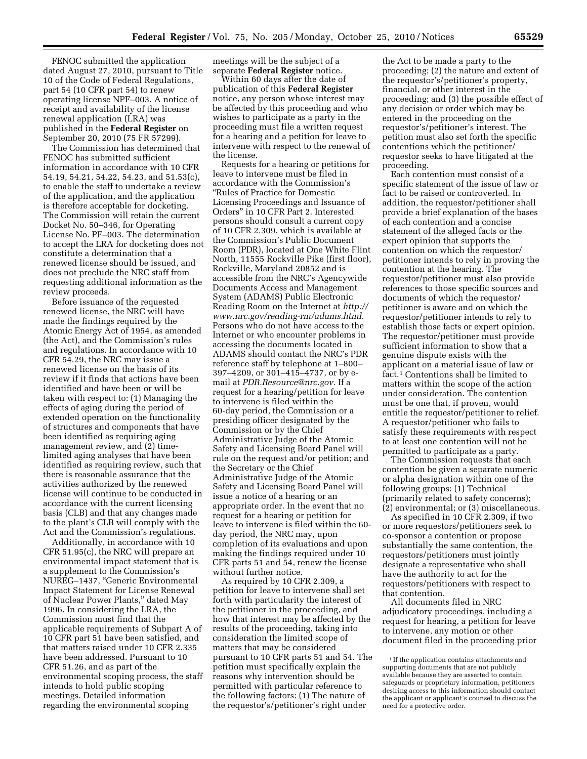FENOC submitted the application dated August 27, 2010, pursuant to Title 10 of the Code of Federal Regulations, part 54 (10 CFR part 54) to renew operating license NPF–003. A notice of receipt and availability of the license renewal application (LRA) was published in the **Federal Register** on September 20, 2010 (75 FR 57299).

The Commission has determined that FENOC has submitted sufficient information in accordance with 10 CFR 54.19, 54.21, 54.22, 54.23, and 51.53(c), to enable the staff to undertake a review of the application, and the application is therefore acceptable for docketing. The Commission will retain the current Docket No. 50–346, for Operating License No. PF–003. The determination to accept the LRA for docketing does not constitute a determination that a renewed license should be issued, and does not preclude the NRC staff from requesting additional information as the review proceeds.

Before issuance of the requested renewed license, the NRC will have made the findings required by the Atomic Energy Act of 1954, as amended (the Act), and the Commission's rules and regulations. In accordance with 10 CFR 54.29, the NRC may issue a renewed license on the basis of its review if it finds that actions have been identified and have been or will be taken with respect to: (1) Managing the effects of aging during the period of extended operation on the functionality of structures and components that have been identified as requiring aging management review, and (2) time-limited aging analyses that have been identified as requiring review, such that there is reasonable assurance that the activities authorized by the renewed license will continue to be conducted in accordance with the current licensing basis (CLB) and that any changes made to the plant's CLB will comply with the Act and the Commission's regulations.

Additionally, in accordance with 10 CFR 51.95(c), the NRC will prepare an environmental impact statement that is a supplement to the Commission's NUREG–1437, "Generic Environmental Impact Statement for License Renewal of Nuclear Power Plants," dated May 1996. In considering the LRA, the Commission must find that the applicable requirements of Subpart A of 10 CFR part 51 have been satisfied, and that matters raised under 10 CFR 2.335 have been addressed. Pursuant to 10 CFR 51.26, and as part of the environmental scoping process, the staff intends to hold public scoping meetings. Detailed information regarding the environmental scoping meetings will be the subject of a separate **Federal Register** notice.

Within 60 days after the date of publication of this **Federal Register** notice, any person whose interest may be affected by this proceeding and who wishes to participate as a party in the proceeding must file a written request for a hearing and a petition for leave to intervene with respect to the renewal of the license.

Requests for a hearing or petitions for leave to intervene must be filed in accordance with the Commission's "Rules of Practice for Domestic Licensing Proceedings and Issuance of Orders" in 10 CFR Part 2. Interested persons should consult a current copy of 10 CFR 2.309, which is available at the Commission's Public Document Room (PDR), located at One White Flint North, 11555 Rockville Pike (first floor), Rockville, Maryland 20852 and is accessible from the NRC's Agencywide Documents Access and Management System (ADAMS) Public Electronic Reading Room on the Internet at *http://www.nrc.gov/reading-rm/adams.html.* Persons who do not have access to the Internet or who encounter problems in accessing the documents located in ADAMS should contact the NRC's PDR reference staff by telephone at 1–800–397–4209, or 301–415–4737, or by e-mail at *PDR.Resource@nrc.gov.* If a request for a hearing/petition for leave to intervene is filed within the 60-day period, the Commission or a presiding officer designated by the Commission or by the Chief Administrative Judge of the Atomic Safety and Licensing Board Panel will rule on the request and/or petition; and the Secretary or the Chief Administrative Judge of the Atomic Safety and Licensing Board Panel will issue a notice of a hearing or an appropriate order. In the event that no request for a hearing or petition for leave to intervene is filed within the 60-day period, the NRC may, upon completion of its evaluations and upon making the findings required under 10 CFR parts 51 and 54, renew the license without further notice.

As required by 10 CFR 2.309, a petition for leave to intervene shall set forth with particularity the interest of the petitioner in the proceeding, and how that interest may be affected by the results of the proceeding, taking into consideration the limited scope of matters that may be considered pursuant to 10 CFR parts 51 and 54. The petition must specifically explain the reasons why intervention should be permitted with particular reference to the following factors: (1) The nature of the requestor's/petitioner's right under the Act to be made a party to the proceeding; (2) the nature and extent of the requestor's/petitioner's property, financial, or other interest in the proceeding; and (3) the possible effect of any decision or order which may be entered in the proceeding on the requestor's/petitioner's interest. The petition must also set forth the specific contentions which the petitioner/requestor seeks to have litigated at the proceeding.

Each contention must consist of a specific statement of the issue of law or fact to be raised or controverted. In addition, the requestor/petitioner shall provide a brief explanation of the bases of each contention and a concise statement of the alleged facts or the expert opinion that supports the contention on which the requestor/petitioner intends to rely in proving the contention at the hearing. The requestor/petitioner must also provide references to those specific sources and documents of which the requestor/petitioner is aware and on which the requestor/petitioner intends to rely to establish those facts or expert opinion. The requestor/petitioner must provide sufficient information to show that a genuine dispute exists with the applicant on a material issue of law or fact.[1] Contentions shall be limited to matters within the scope of the action under consideration. The contention must be one that, if proven, would entitle the requestor/petitioner to relief. A requestor/petitioner who fails to satisfy these requirements with respect to at least one contention will not be permitted to participate as a party.

The Commission requests that each contention be given a separate numeric or alpha designation within one of the following groups: (1) Technical (primarily related to safety concerns); (2) environmental; or (3) miscellaneous.

As specified in 10 CFR 2.309, if two or more requestors/petitioners seek to co-sponsor a contention or propose substantially the same contention, the requestors/petitioners must jointly designate a representative who shall have the authority to act for the requestors/petitioners with respect to that contention.

All documents filed in NRC adjudicatory proceedings, including a request for hearing, a petition for leave to intervene, any motion or other document filed in the proceeding prior

[1] If the application contains attachments and supporting documents that are not publicly available because they are asserted to contain safeguards or proprietary information, petitioners desiring access to this information should contact the applicant or applicant's counsel to discuss the need for a protective order.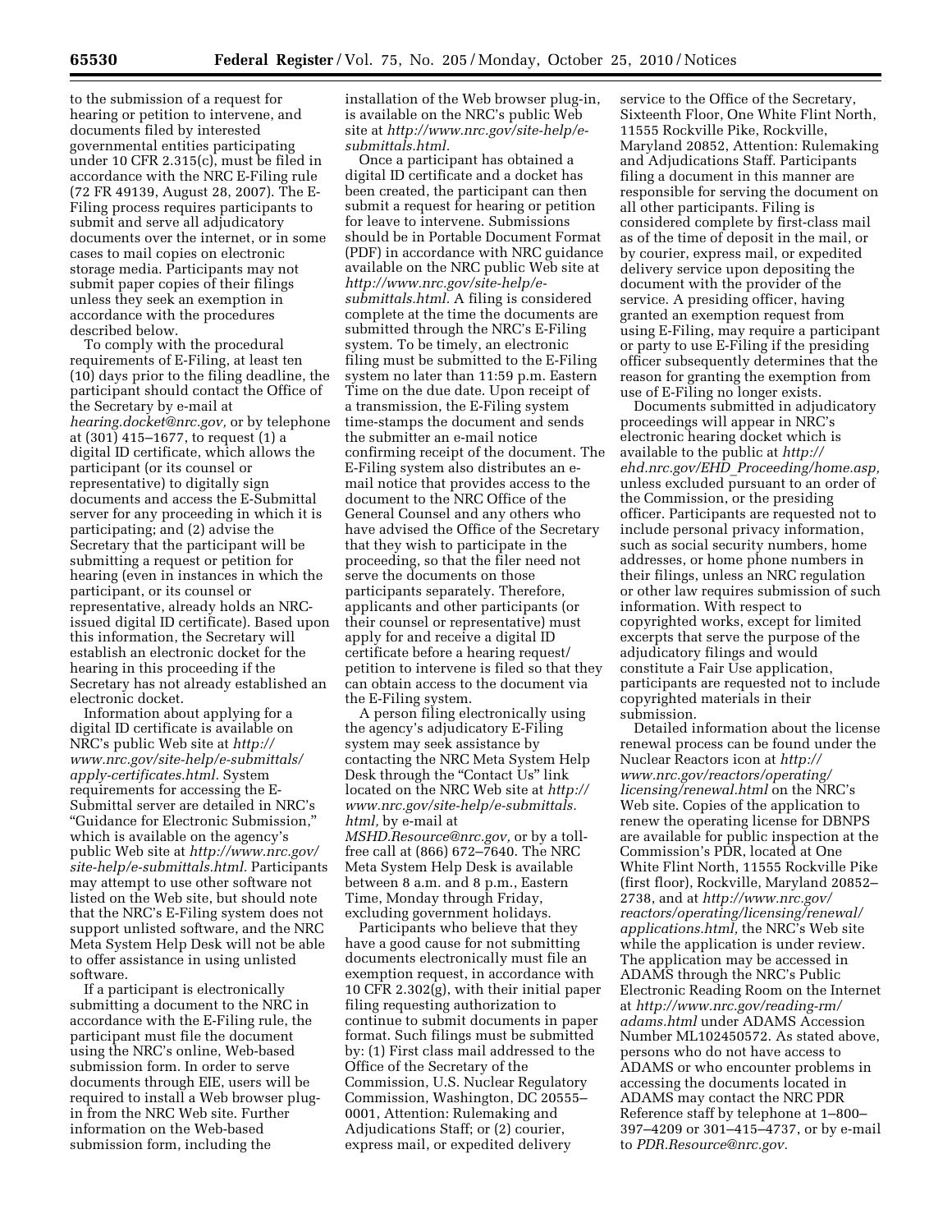to the submission of a request for hearing or petition to intervene, and documents filed by interested governmental entities participating under 10 CFR 2.315(c), must be filed in accordance with the NRC E-Filing rule (72 FR 49139, August 28, 2007). The E-Filing process requires participants to submit and serve all adjudicatory documents over the internet, or in some cases to mail copies on electronic storage media. Participants may not submit paper copies of their filings unless they seek an exemption in accordance with the procedures described below.

To comply with the procedural requirements of E-Filing, at least ten (10) days prior to the filing deadline, the participant should contact the Office of the Secretary by e-mail at *hearing.docket@nrc.gov,* or by telephone at (301) 415–1677, to request (1) a digital ID certificate, which allows the participant (or its counsel or representative) to digitally sign documents and access the E-Submittal server for any proceeding in which it is participating; and (2) advise the Secretary that the participant will be submitting a request or petition for hearing (even in instances in which the participant, or its counsel or representative, already holds an NRC-issued digital ID certificate). Based upon this information, the Secretary will establish an electronic docket for the hearing in this proceeding if the Secretary has not already established an electronic docket.

Information about applying for a digital ID certificate is available on NRC's public Web site at *http://www.nrc.gov/site-help/e-submittals/apply-certificates.html.* System requirements for accessing the E-Submittal server are detailed in NRC's "Guidance for Electronic Submission," which is available on the agency's public Web site at *http://www.nrc.gov/site-help/e-submittals.html.* Participants may attempt to use other software not listed on the Web site, but should note that the NRC's E-Filing system does not support unlisted software, and the NRC Meta System Help Desk will not be able to offer assistance in using unlisted software.

If a participant is electronically submitting a document to the NRC in accordance with the E-Filing rule, the participant must file the document using the NRC's online, Web-based submission form. In order to serve documents through EIE, users will be required to install a Web browser plug-in from the NRC Web site. Further information on the Web-based submission form, including the installation of the Web browser plug-in, is available on the NRC's public Web site at *http://www.nrc.gov/site-help/e-submittals.html.*

Once a participant has obtained a digital ID certificate and a docket has been created, the participant can then submit a request for hearing or petition for leave to intervene. Submissions should be in Portable Document Format (PDF) in accordance with NRC guidance available on the NRC public Web site at *http://www.nrc.gov/site-help/e-submittals.html.* A filing is considered complete at the time the documents are submitted through the NRC's E-Filing system. To be timely, an electronic filing must be submitted to the E-Filing system no later than 11:59 p.m. Eastern Time on the due date. Upon receipt of a transmission, the E-Filing system time-stamps the document and sends the submitter an e-mail notice confirming receipt of the document. The E-Filing system also distributes an e-mail notice that provides access to the document to the NRC Office of the General Counsel and any others who have advised the Office of the Secretary that they wish to participate in the proceeding, so that the filer need not serve the documents on those participants separately. Therefore, applicants and other participants (or their counsel or representative) must apply for and receive a digital ID certificate before a hearing request/petition to intervene is filed so that they can obtain access to the document via the E-Filing system.

A person filing electronically using the agency's adjudicatory E-Filing system may seek assistance by contacting the NRC Meta System Help Desk through the "Contact Us" link located on the NRC Web site at *http://www.nrc.gov/site-help/e-submittals.html,* by e-mail at *MSHD.Resource@nrc.gov,* or by a toll-free call at (866) 672–7640. The NRC Meta System Help Desk is available between 8 a.m. and 8 p.m., Eastern Time, Monday through Friday, excluding government holidays.

Participants who believe that they have a good cause for not submitting documents electronically must file an exemption request, in accordance with 10 CFR 2.302(g), with their initial paper filing requesting authorization to continue to submit documents in paper format. Such filings must be submitted by: (1) First class mail addressed to the Office of the Secretary of the Commission, U.S. Nuclear Regulatory Commission, Washington, DC 20555–0001, Attention: Rulemaking and Adjudications Staff; or (2) courier, express mail, or expedited delivery service to the Office of the Secretary, Sixteenth Floor, One White Flint North, 11555 Rockville Pike, Rockville, Maryland 20852, Attention: Rulemaking and Adjudications Staff. Participants filing a document in this manner are responsible for serving the document on all other participants. Filing is considered complete by first-class mail as of the time of deposit in the mail, or by courier, express mail, or expedited delivery service upon depositing the document with the provider of the service. A presiding officer, having granted an exemption request from using E-Filing, may require a participant or party to use E-Filing if the presiding officer subsequently determines that the reason for granting the exemption from use of E-Filing no longer exists.

Documents submitted in adjudicatory proceedings will appear in NRC's electronic hearing docket which is available to the public at *http://ehd.nrc.gov/EHD_Proceeding/home.asp,* unless excluded pursuant to an order of the Commission, or the presiding officer. Participants are requested not to include personal privacy information, such as social security numbers, home addresses, or home phone numbers in their filings, unless an NRC regulation or other law requires submission of such information. With respect to copyrighted works, except for limited excerpts that serve the purpose of the adjudicatory filings and would constitute a Fair Use application, participants are requested not to include copyrighted materials in their submission.

Detailed information about the license renewal process can be found under the Nuclear Reactors icon at *http://www.nrc.gov/reactors/operating/licensing/renewal.html* on the NRC's Web site. Copies of the application to renew the operating license for DBNPS are available for public inspection at the Commission's PDR, located at One White Flint North, 11555 Rockville Pike (first floor), Rockville, Maryland 20852–2738, and at *http://www.nrc.gov/reactors/operating/licensing/renewal/applications.html,* the NRC's Web site while the application is under review. The application may be accessed in ADAMS through the NRC's Public Electronic Reading Room on the Internet at *http://www.nrc.gov/reading-rm/adams.html* under ADAMS Accession Number ML102450572. As stated above, persons who do not have access to ADAMS or who encounter problems in accessing the documents located in ADAMS may contact the NRC PDR Reference staff by telephone at 1–800–397–4209 or 301–415–4737, or by e-mail to *PDR.Resource@nrc.gov.*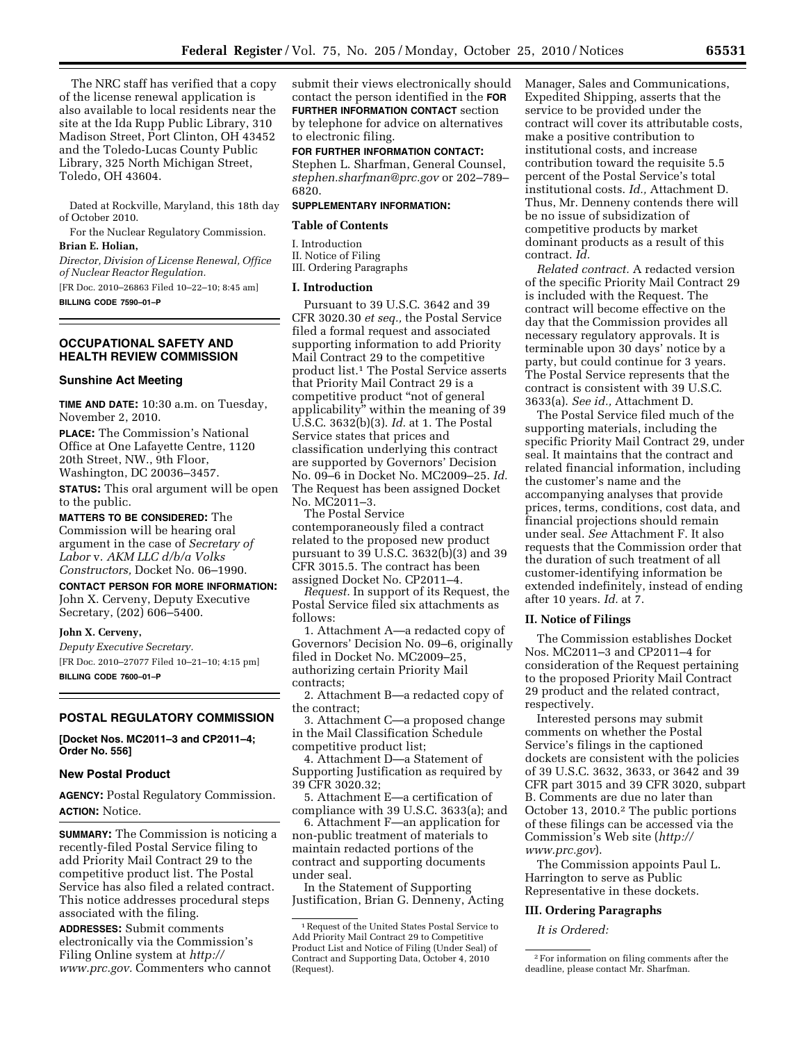The NRC staff has verified that a copy of the license renewal application is also available to local residents near the site at the Ida Rupp Public Library, 310 Madison Street, Port Clinton, OH 43452 and the Toledo-Lucas County Public Library, 325 North Michigan Street, Toledo, OH 43604.

Dated at Rockville, Maryland, this 18th day of October 2010.

For the Nuclear Regulatory Commission.

**Brian E. Holian,**

*Director, Division of License Renewal, Office of Nuclear Reactor Regulation.*

[FR Doc. 2010–26863 Filed 10–22–10; 8:45 am]

**BILLING CODE 7590–01–P**

## OCCUPATIONAL SAFETY AND HEALTH REVIEW COMMISSION

### Sunshine Act Meeting

**TIME AND DATE:** 10:30 a.m. on Tuesday, November 2, 2010.

**PLACE:** The Commission's National Office at One Lafayette Centre, 1120 20th Street, NW., 9th Floor, Washington, DC 20036–3457.

**STATUS:** This oral argument will be open to the public.

**MATTERS TO BE CONSIDERED:** The Commission will be hearing oral argument in the case of *Secretary of Labor* v. *AKM LLC d/b/a Volks Constructors,* Docket No. 06–1990.

**CONTACT PERSON FOR MORE INFORMATION:** John X. Cerveny, Deputy Executive Secretary, (202) 606–5400.

**John X. Cerveny,**

*Deputy Executive Secretary.*

[FR Doc. 2010–27077 Filed 10–21–10; 4:15 pm]

**BILLING CODE 7600–01–P**

## POSTAL REGULATORY COMMISSION

**[Docket Nos. MC2011–3 and CP2011–4; Order No. 556]**

### New Postal Product

**AGENCY:** Postal Regulatory Commission.

**ACTION:** Notice.

**SUMMARY:** The Commission is noticing a recently-filed Postal Service filing to add Priority Mail Contract 29 to the competitive product list. The Postal Service has also filed a related contract. This notice addresses procedural steps associated with the filing.

**ADDRESSES:** Submit comments electronically via the Commission's Filing Online system at *http://www.prc.gov.* Commenters who cannot submit their views electronically should contact the person identified in the **FOR FURTHER INFORMATION CONTACT** section by telephone for advice on alternatives to electronic filing.

**FOR FURTHER INFORMATION CONTACT:** Stephen L. Sharfman, General Counsel, *stephen.sharfman@prc.gov* or 202–789–6820.

**SUPPLEMENTARY INFORMATION:**

### Table of Contents

I. Introduction
II. Notice of Filing
III. Ordering Paragraphs

### I. Introduction

Pursuant to 39 U.S.C. 3642 and 39 CFR 3020.30 *et seq.,* the Postal Service filed a formal request and associated supporting information to add Priority Mail Contract 29 to the competitive product list.[1] The Postal Service asserts that Priority Mail Contract 29 is a competitive product "not of general applicability" within the meaning of 39 U.S.C. 3632(b)(3). *Id.* at 1. The Postal Service states that prices and classification underlying this contract are supported by Governors' Decision No. 09–6 in Docket No. MC2009–25. *Id.* The Request has been assigned Docket No. MC2011–3.

The Postal Service contemporaneously filed a contract related to the proposed new product pursuant to 39 U.S.C. 3632(b)(3) and 39 CFR 3015.5. The contract has been assigned Docket No. CP2011–4.

*Request.* In support of its Request, the Postal Service filed six attachments as follows:

1. Attachment A—a redacted copy of Governors' Decision No. 09–6, originally filed in Docket No. MC2009–25, authorizing certain Priority Mail contracts;
2. Attachment B—a redacted copy of the contract;
3. Attachment C—a proposed change in the Mail Classification Schedule competitive product list;
4. Attachment D—a Statement of Supporting Justification as required by 39 CFR 3020.32;
5. Attachment E—a certification of compliance with 39 U.S.C. 3633(a); and
6. Attachment F—an application for non-public treatment of materials to maintain redacted portions of the contract and supporting documents under seal.

In the Statement of Supporting Justification, Brian G. Denneny, Acting Manager, Sales and Communications, Expedited Shipping, asserts that the service to be provided under the contract will cover its attributable costs, make a positive contribution to institutional costs, and increase contribution toward the requisite 5.5 percent of the Postal Service's total institutional costs. *Id.,* Attachment D. Thus, Mr. Denneny contends there will be no issue of subsidization of competitive products by market dominant products as a result of this contract. *Id.*

*Related contract.* A redacted version of the specific Priority Mail Contract 29 is included with the Request. The contract will become effective on the day that the Commission provides all necessary regulatory approvals. It is terminable upon 30 days' notice by a party, but could continue for 3 years. The Postal Service represents that the contract is consistent with 39 U.S.C. 3633(a). *See id.,* Attachment D.

The Postal Service filed much of the supporting materials, including the specific Priority Mail Contract 29, under seal. It maintains that the contract and related financial information, including the customer's name and the accompanying analyses that provide prices, terms, conditions, cost data, and financial projections should remain under seal. *See* Attachment F. It also requests that the Commission order that the duration of such treatment of all customer-identifying information be extended indefinitely, instead of ending after 10 years. *Id.* at 7.

### II. Notice of Filings

The Commission establishes Docket Nos. MC2011–3 and CP2011–4 for consideration of the Request pertaining to the proposed Priority Mail Contract 29 product and the related contract, respectively.

Interested persons may submit comments on whether the Postal Service's filings in the captioned dockets are consistent with the policies of 39 U.S.C. 3632, 3633, or 3642 and 39 CFR part 3015 and 39 CFR 3020, subpart B. Comments are due no later than October 13, 2010.[2] The public portions of these filings can be accessed via the Commission's Web site (*http://www.prc.gov*).

The Commission appoints Paul L. Harrington to serve as Public Representative in these dockets.

### III. Ordering Paragraphs

*It is Ordered:*

---

[1] Request of the United States Postal Service to Add Priority Mail Contract 29 to Competitive Product List and Notice of Filing (Under Seal) of Contract and Supporting Data, October 4, 2010 (Request).

[2] For information on filing comments after the deadline, please contact Mr. Sharfman.